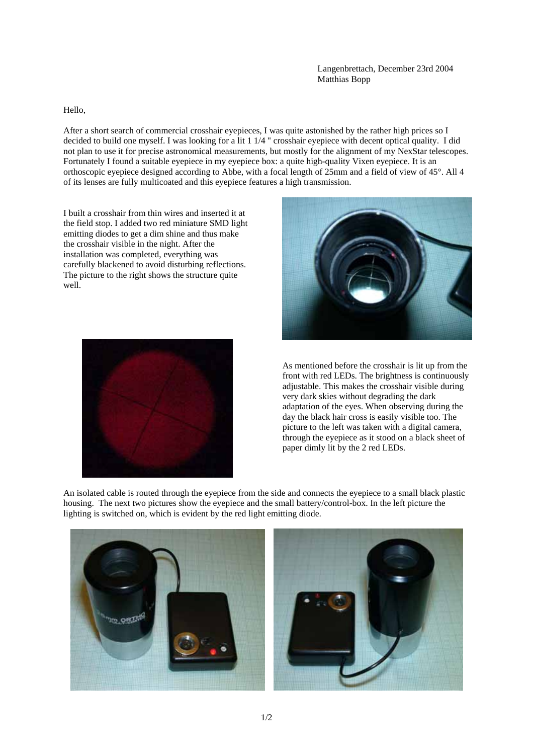Langenbrettach, December 23rd 2004
Matthias Bopp

Hello,

After a short search of commercial crosshair eyepieces, I was quite astonished by the rather high prices so I decided to build one myself. I was looking for a lit 1 1/4 " crosshair eyepiece with decent optical quality. I did not plan to use it for precise astronomical measurements, but mostly for the alignment of my NexStar telescopes. Fortunately I found a suitable eyepiece in my eyepiece box: a quite high-quality Vixen eyepiece. It is an orthoscopic eyepiece designed according to Abbe, with a focal length of 25mm and a field of view of 45°. All 4 of its lenses are fully multicoated and this eyepiece features a high transmission.

I built a crosshair from thin wires and inserted it at the field stop. I added two red miniature SMD light emitting diodes to get a dim shine and thus make the crosshair visible in the night. After the installation was completed, everything was carefully blackened to avoid disturbing reflections. The picture to the right shows the structure quite well.

As mentioned before the crosshair is lit up from the front with red LEDs. The brightness is continuously adjustable. This makes the crosshair visible during very dark skies without degrading the dark adaptation of the eyes. When observing during the day the black hair cross is easily visible too. The picture to the left was taken with a digital camera, through the eyepiece as it stood on a black sheet of paper dimly lit by the 2 red LEDs.

An isolated cable is routed through the eyepiece from the side and connects the eyepiece to a small black plastic housing. The next two pictures show the eyepiece and the small battery/control-box. In the left picture the lighting is switched on, which is evident by the red light emitting diode.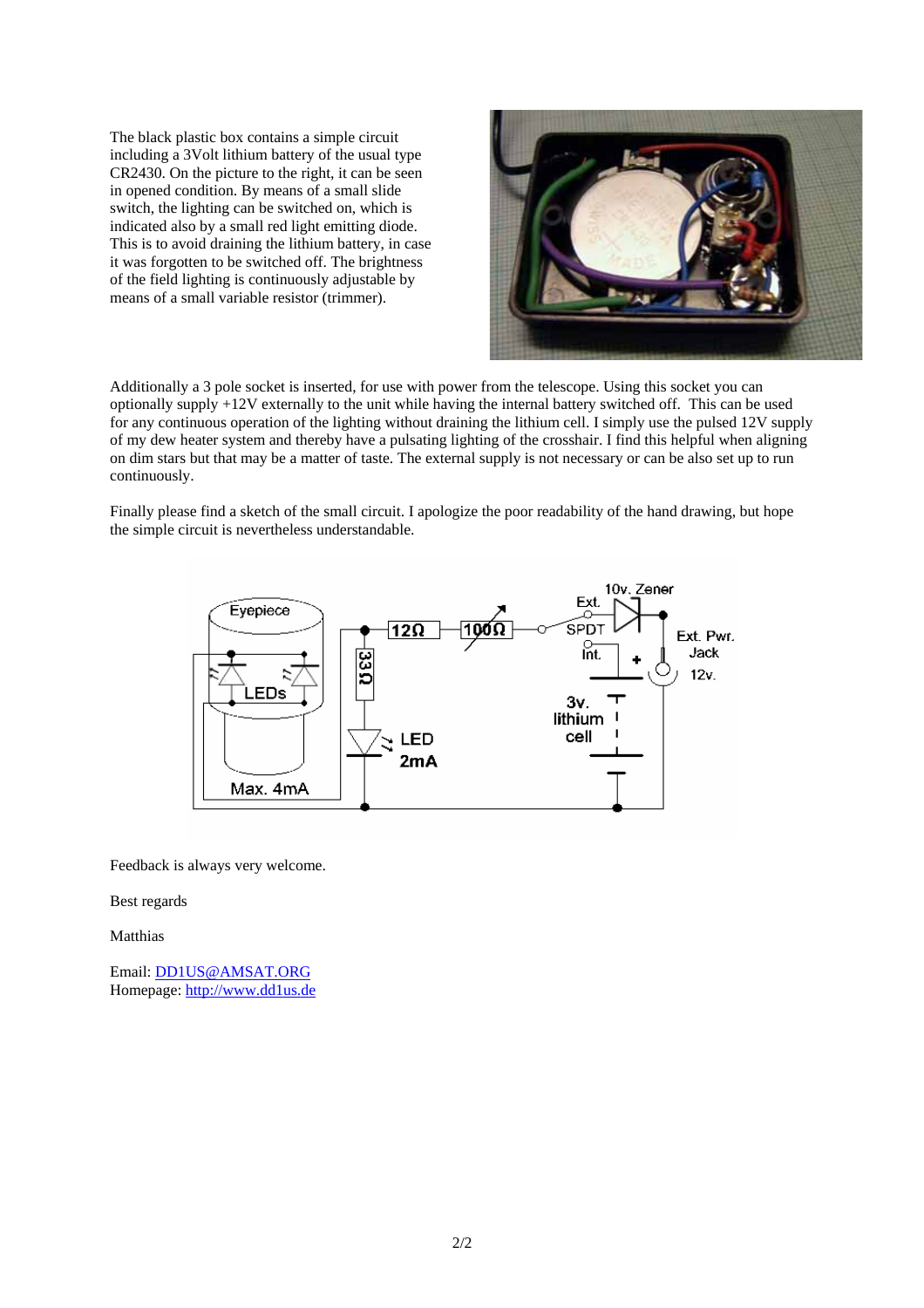The black plastic box contains a simple circuit including a 3Volt lithium battery of the usual type CR2430. On the picture to the right, it can be seen in opened condition. By means of a small slide switch, the lighting can be switched on, which is indicated also by a small red light emitting diode. This is to avoid draining the lithium battery, in case it was forgotten to be switched off. The brightness of the field lighting is continuously adjustable by means of a small variable resistor (trimmer).

Additionally a 3 pole socket is inserted, for use with power from the telescope. Using this socket you can optionally supply +12V externally to the unit while having the internal battery switched off. This can be used for any continuous operation of the lighting without draining the lithium cell. I simply use the pulsed 12V supply of my dew heater system and thereby have a pulsating lighting of the crosshair. I find this helpful when aligning on dim stars but that may be a matter of taste. The external supply is not necessary or can be also set up to run continuously.

Finally please find a sketch of the small circuit. I apologize the poor readability of the hand drawing, but hope the simple circuit is nevertheless understandable.

Eyepiece
LEDs
Max. 4mA
12Ω
100Ω
33Ω
LED
2mA
Ext.
SPDT
Int.
10v. Zener
Ext. Pwr. Jack
12v.
3v. lithium cell

Feedback is always very welcome.

Best regards

Matthias

Email: [DD1US@AMSAT.ORG](mailto:DD1US@AMSAT.ORG)
Homepage: [http://www.dd1us.de](http://www.dd1us.de)